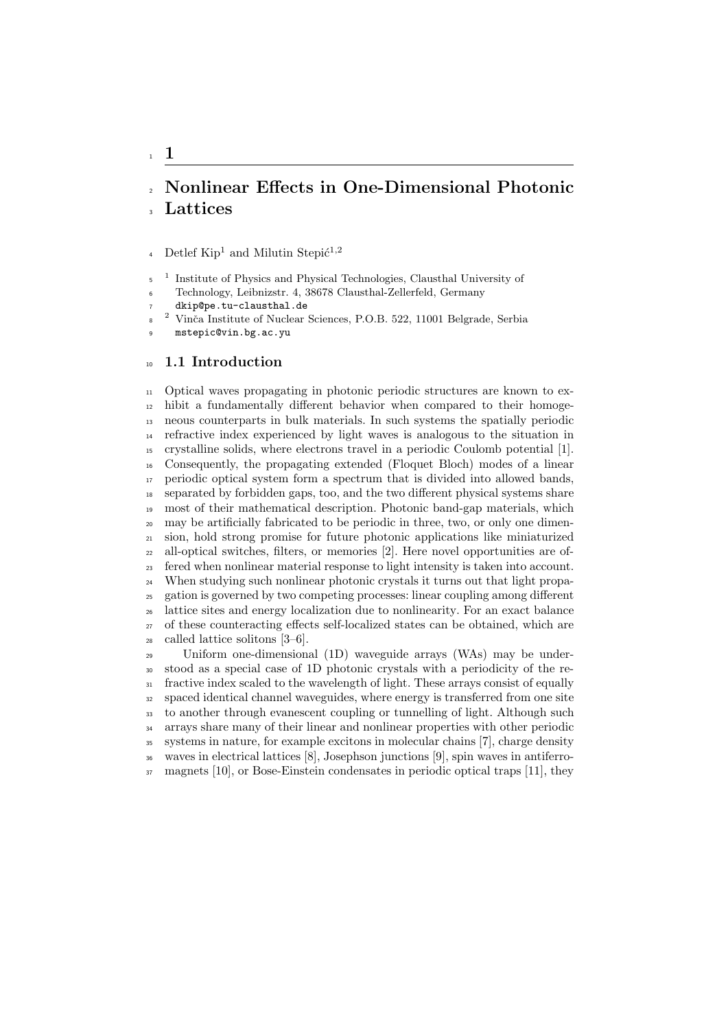# 1

# Nonlinear Effects in One-Dimensional Photonic Lattices

Detlef Kip[1] and Milutin Stepić[1,2]

[1] Institute of Physics and Physical Technologies, Clausthal University of Technology, Leibnizstr. 4, 38678 Clausthal-Zellerfeld, Germany
dkip@pe.tu-clausthal.de

[2] Vinča Institute of Nuclear Sciences, P.O.B. 522, 11001 Belgrade, Serbia
mstepic@vin.bg.ac.yu

## 1.1 Introduction

Optical waves propagating in photonic periodic structures are known to exhibit a fundamentally different behavior when compared to their homogeneous counterparts in bulk materials. In such systems the spatially periodic refractive index experienced by light waves is analogous to the situation in crystalline solids, where electrons travel in a periodic Coulomb potential [1]. Consequently, the propagating extended (Floquet Bloch) modes of a linear periodic optical system form a spectrum that is divided into allowed bands, separated by forbidden gaps, too, and the two different physical systems share most of their mathematical description. Photonic band-gap materials, which may be artificially fabricated to be periodic in three, two, or only one dimension, hold strong promise for future photonic applications like miniaturized all-optical switches, filters, or memories [2]. Here novel opportunities are offered when nonlinear material response to light intensity is taken into account. When studying such nonlinear photonic crystals it turns out that light propagation is governed by two competing processes: linear coupling among different lattice sites and energy localization due to nonlinearity. For an exact balance of these counteracting effects self-localized states can be obtained, which are called lattice solitons [3–6].

Uniform one-dimensional (1D) waveguide arrays (WAs) may be understood as a special case of 1D photonic crystals with a periodicity of the refractive index scaled to the wavelength of light. These arrays consist of equally spaced identical channel waveguides, where energy is transferred from one site to another through evanescent coupling or tunnelling of light. Although such arrays share many of their linear and nonlinear properties with other periodic systems in nature, for example excitons in molecular chains [7], charge density waves in electrical lattices [8], Josephson junctions [9], spin waves in antiferromagnets [10], or Bose-Einstein condensates in periodic optical traps [11], they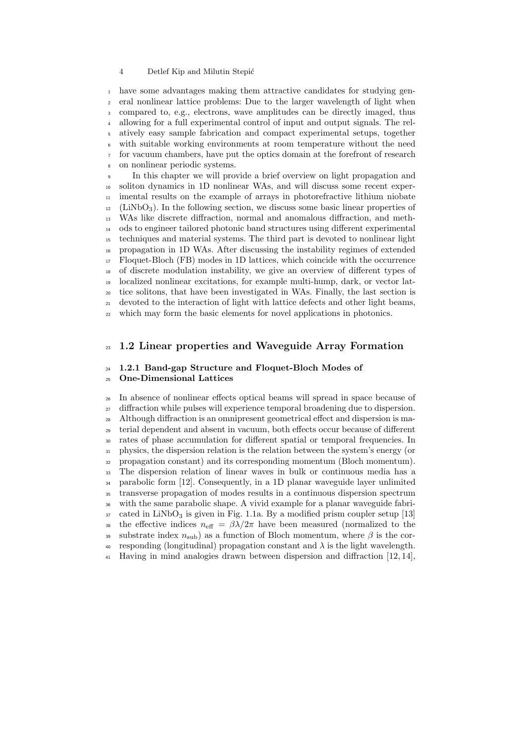have some advantages making them attractive candidates for studying general nonlinear lattice problems: Due to the larger wavelength of light when compared to, e.g., electrons, wave amplitudes can be directly imaged, thus allowing for a full experimental control of input and output signals. The relatively easy sample fabrication and compact experimental setups, together with suitable working environments at room temperature without the need for vacuum chambers, have put the optics domain at the forefront of research on nonlinear periodic systems.

In this chapter we will provide a brief overview on light propagation and soliton dynamics in 1D nonlinear WAs, and will discuss some recent experimental results on the example of arrays in photorefractive lithium niobate ($LiNbO_3$). In the following section, we discuss some basic linear properties of WAs like discrete diffraction, normal and anomalous diffraction, and methods to engineer tailored photonic band structures using different experimental techniques and material systems. The third part is devoted to nonlinear light propagation in 1D WAs. After discussing the instability regimes of extended Floquet-Bloch (FB) modes in 1D lattices, which coincide with the occurrence of discrete modulation instability, we give an overview of different types of localized nonlinear excitations, for example multi-hump, dark, or vector lattice solitons, that have been investigated in WAs. Finally, the last section is devoted to the interaction of light with lattice defects and other light beams, which may form the basic elements for novel applications in photonics.

## 1.2 Linear properties and Waveguide Array Formation

### 1.2.1 Band-gap Structure and Floquet-Bloch Modes of One-Dimensional Lattices

In absence of nonlinear effects optical beams will spread in space because of diffraction while pulses will experience temporal broadening due to dispersion. Although diffraction is an omnipresent geometrical effect and dispersion is material dependent and absent in vacuum, both effects occur because of different rates of phase accumulation for different spatial or temporal frequencies. In physics, the dispersion relation is the relation between the system's energy (or propagation constant) and its corresponding momentum (Bloch momentum). The dispersion relation of linear waves in bulk or continuous media has a parabolic form [12]. Consequently, in a 1D planar waveguide layer unlimited transverse propagation of modes results in a continuous dispersion spectrum with the same parabolic shape. A vivid example for a planar waveguide fabricated in $LiNbO_3$ is given in Fig. 1.1a. By a modified prism coupler setup [13] the effective indices $n_{\text{eff}} = \beta\lambda/2\pi$ have been measured (normalized to the substrate index $n_{\text{sub}}$) as a function of Bloch momentum, where $\beta$ is the corresponding (longitudinal) propagation constant and $\lambda$ is the light wavelength. Having in mind analogies drawn between dispersion and diffraction [12, 14],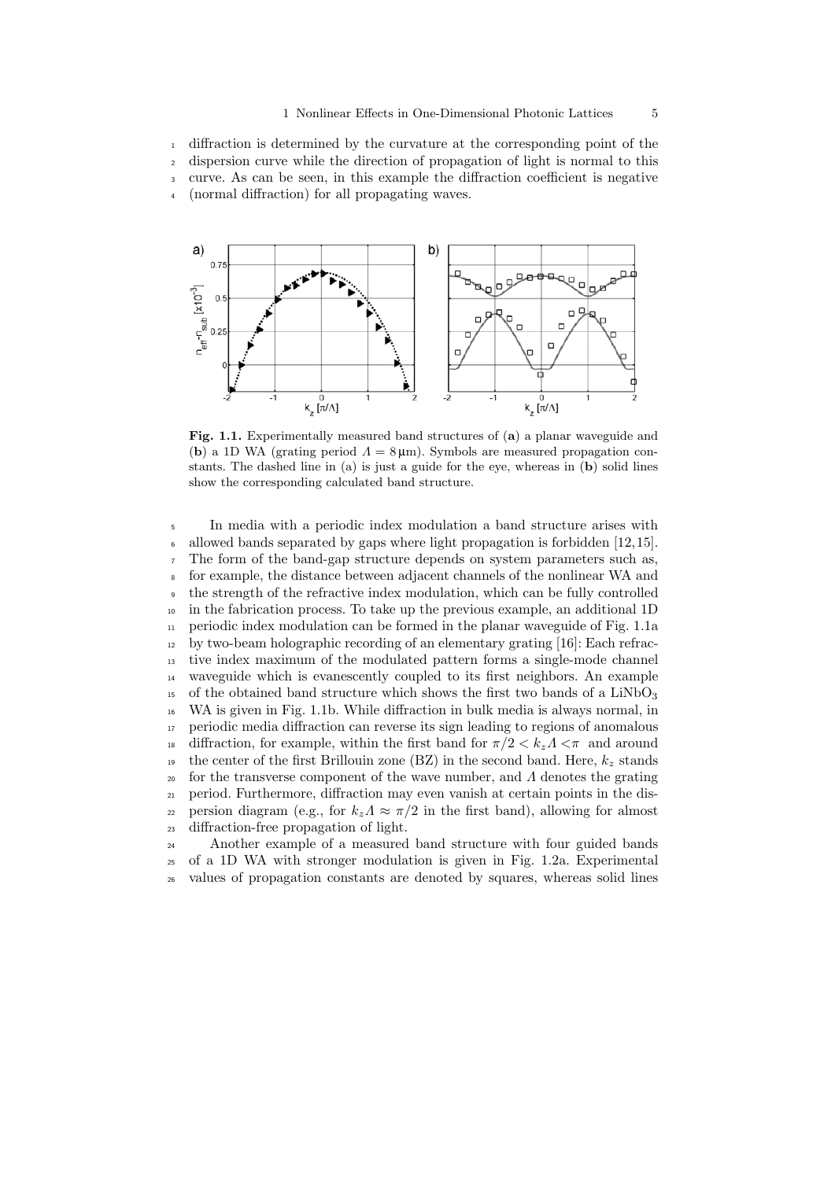diffraction is determined by the curvature at the corresponding point of the dispersion curve while the direction of propagation of light is normal to this curve. As can be seen, in this example the diffraction coefficient is negative (normal diffraction) for all propagating waves.

**Fig. 1.1.** Experimentally measured band structures of (**a**) a planar waveguide and (**b**) a 1D WA (grating period $\Lambda = 8\,\mu\text{m}$). Symbols are measured propagation constants. The dashed line in (a) is just a guide for the eye, whereas in (**b**) solid lines show the corresponding calculated band structure.

In media with a periodic index modulation a band structure arises with allowed bands separated by gaps where light propagation is forbidden [12,15]. The form of the band-gap structure depends on system parameters such as, for example, the distance between adjacent channels of the nonlinear WA and the strength of the refractive index modulation, which can be fully controlled in the fabrication process. To take up the previous example, an additional 1D periodic index modulation can be formed in the planar waveguide of Fig. 1.1a by two-beam holographic recording of an elementary grating [16]: Each refractive index maximum of the modulated pattern forms a single-mode channel waveguide which is evanescently coupled to its first neighbors. An example of the obtained band structure which shows the first two bands of a $LiNbO_3$ WA is given in Fig. 1.1b. While diffraction in bulk media is always normal, in periodic media diffraction can reverse its sign leading to regions of anomalous diffraction, for example, within the first band for $\pi/2 < k_z\Lambda < \pi$ and around the center of the first Brillouin zone (BZ) in the second band. Here, $k_z$ stands for the transverse component of the wave number, and $\Lambda$ denotes the grating period. Furthermore, diffraction may even vanish at certain points in the dispersion diagram (e.g., for $k_z\Lambda \approx \pi/2$ in the first band), allowing for almost diffraction-free propagation of light.

Another example of a measured band structure with four guided bands of a 1D WA with stronger modulation is given in Fig. 1.2a. Experimental values of propagation constants are denoted by squares, whereas solid lines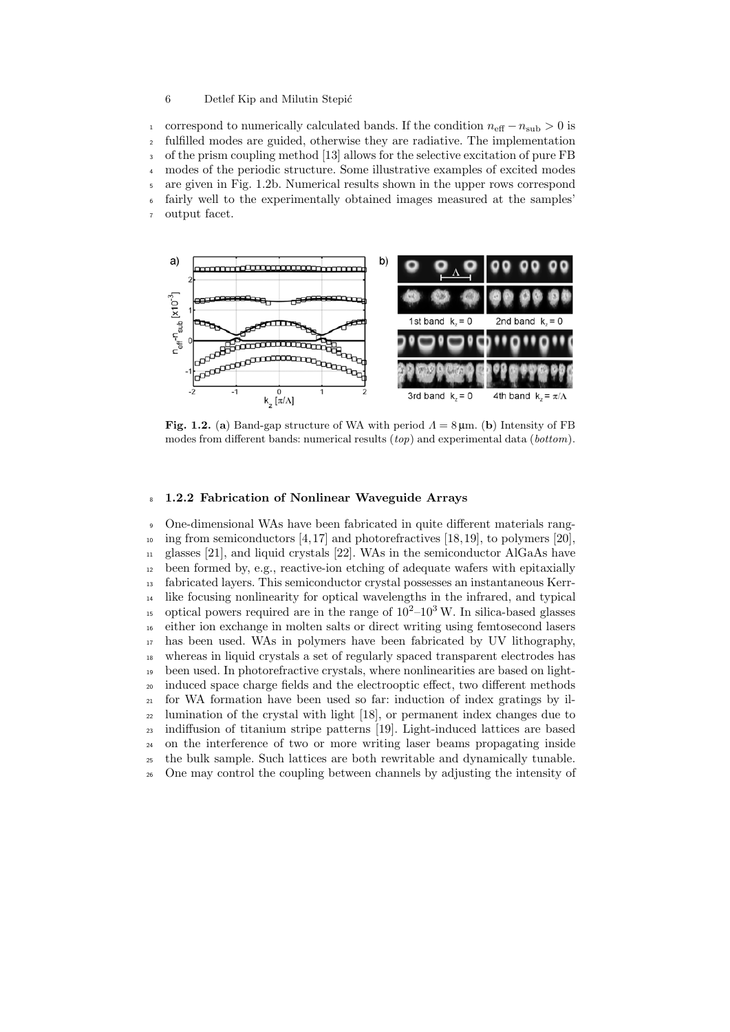correspond to numerically calculated bands. If the condition $n_{\mathrm{eff}} - n_{\mathrm{sub}} > 0$ is fulfilled modes are guided, otherwise they are radiative. The implementation of the prism coupling method [13] allows for the selective excitation of pure FB modes of the periodic structure. Some illustrative examples of excited modes are given in Fig. 1.2b. Numerical results shown in the upper rows correspond fairly well to the experimentally obtained images measured at the samples' output facet.

**Fig. 1.2.** (**a**) Band-gap structure of WA with period $\Lambda = 8\,\mu\mathrm{m}$. (**b**) Intensity of FB modes from different bands: numerical results (*top*) and experimental data (*bottom*).

### 1.2.2 Fabrication of Nonlinear Waveguide Arrays

One-dimensional WAs have been fabricated in quite different materials ranging from semiconductors [4,17] and photorefractives [18,19], to polymers [20], glasses [21], and liquid crystals [22]. WAs in the semiconductor AlGaAs have been formed by, e.g., reactive-ion etching of adequate wafers with epitaxially fabricated layers. This semiconductor crystal possesses an instantaneous Kerr-like focusing nonlinearity for optical wavelengths in the infrared, and typical optical powers required are in the range of $10^2$–$10^3$ W. In silica-based glasses either ion exchange in molten salts or direct writing using femtosecond lasers has been used. WAs in polymers have been fabricated by UV lithography, whereas in liquid crystals a set of regularly spaced transparent electrodes has been used. In photorefractive crystals, where nonlinearities are based on light-induced space charge fields and the electrooptic effect, two different methods for WA formation have been used so far: induction of index gratings by illumination of the crystal with light [18], or permanent index changes due to indiffusion of titanium stripe patterns [19]. Light-induced lattices are based on the interference of two or more writing laser beams propagating inside the bulk sample. Such lattices are both rewritable and dynamically tunable. One may control the coupling between channels by adjusting the intensity of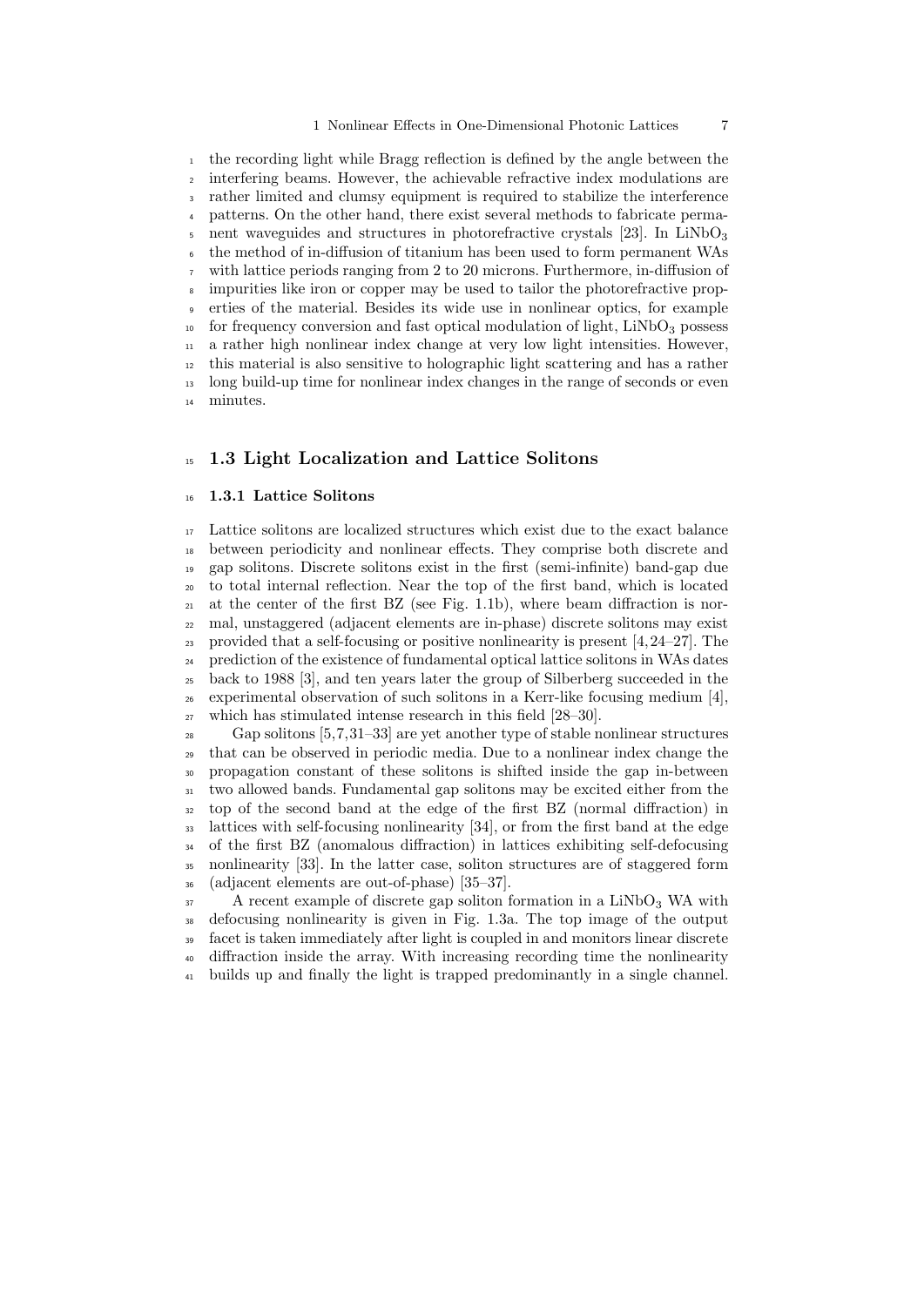the recording light while Bragg reflection is defined by the angle between the interfering beams. However, the achievable refractive index modulations are rather limited and clumsy equipment is required to stabilize the interference patterns. On the other hand, there exist several methods to fabricate permanent waveguides and structures in photorefractive crystals [23]. In $LiNbO_3$ the method of in-diffusion of titanium has been used to form permanent WAs with lattice periods ranging from 2 to 20 microns. Furthermore, in-diffusion of impurities like iron or copper may be used to tailor the photorefractive properties of the material. Besides its wide use in nonlinear optics, for example for frequency conversion and fast optical modulation of light, $LiNbO_3$ possess a rather high nonlinear index change at very low light intensities. However, this material is also sensitive to holographic light scattering and has a rather long build-up time for nonlinear index changes in the range of seconds or even minutes.

## 1.3 Light Localization and Lattice Solitons

### 1.3.1 Lattice Solitons

Lattice solitons are localized structures which exist due to the exact balance between periodicity and nonlinear effects. They comprise both discrete and gap solitons. Discrete solitons exist in the first (semi-infinite) band-gap due to total internal reflection. Near the top of the first band, which is located at the center of the first BZ (see Fig. 1.1b), where beam diffraction is normal, unstaggered (adjacent elements are in-phase) discrete solitons may exist provided that a self-focusing or positive nonlinearity is present [4, 24–27]. The prediction of the existence of fundamental optical lattice solitons in WAs dates back to 1988 [3], and ten years later the group of Silberberg succeeded in the experimental observation of such solitons in a Kerr-like focusing medium [4], which has stimulated intense research in this field [28–30].

Gap solitons [5,7,31–33] are yet another type of stable nonlinear structures that can be observed in periodic media. Due to a nonlinear index change the propagation constant of these solitons is shifted inside the gap in-between two allowed bands. Fundamental gap solitons may be excited either from the top of the second band at the edge of the first BZ (normal diffraction) in lattices with self-focusing nonlinearity [34], or from the first band at the edge of the first BZ (anomalous diffraction) in lattices exhibiting self-defocusing nonlinearity [33]. In the latter case, soliton structures are of staggered form (adjacent elements are out-of-phase) [35–37].

A recent example of discrete gap soliton formation in a $LiNbO_3$ WA with defocusing nonlinearity is given in Fig. 1.3a. The top image of the output facet is taken immediately after light is coupled in and monitors linear discrete diffraction inside the array. With increasing recording time the nonlinearity builds up and finally the light is trapped predominantly in a single channel.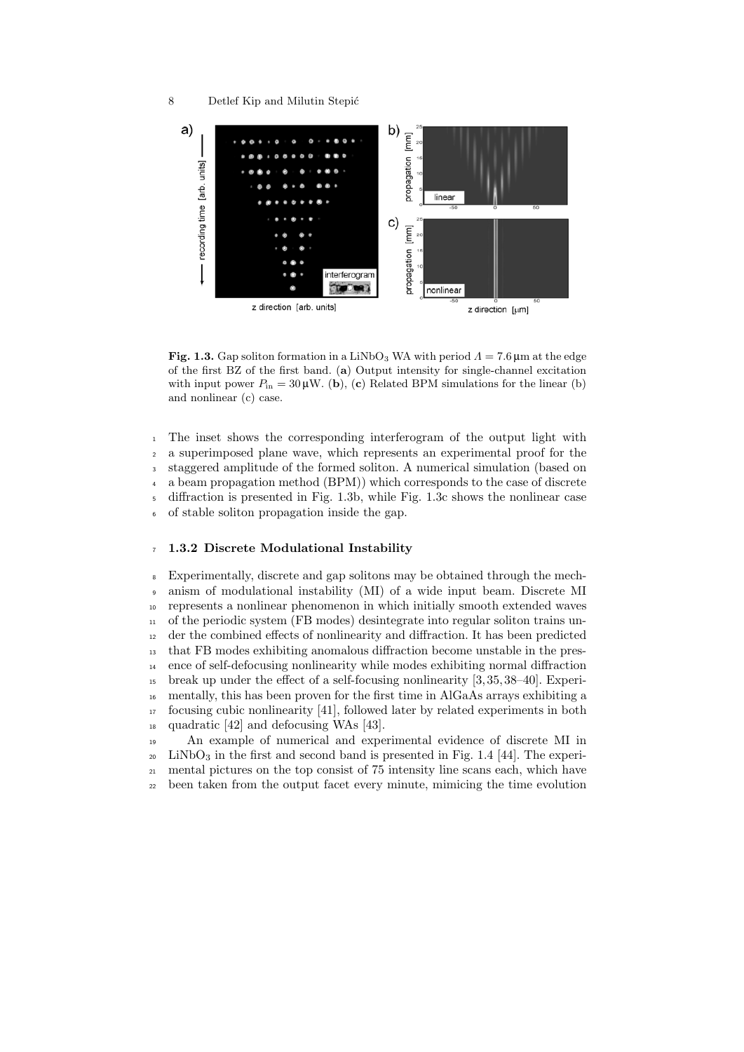**Fig. 1.3.** Gap soliton formation in a $LiNbO_3$ WA with period $\Lambda = 7.6\,\mu m$ at the edge of the first BZ of the first band. (**a**) Output intensity for single-channel excitation with input power $P_{in} = 30\,\mu W$. (**b**), (**c**) Related BPM simulations for the linear (b) and nonlinear (c) case.

The inset shows the corresponding interferogram of the output light with a superimposed plane wave, which represents an experimental proof for the staggered amplitude of the formed soliton. A numerical simulation (based on a beam propagation method (BPM)) which corresponds to the case of discrete diffraction is presented in Fig. 1.3b, while Fig. 1.3c shows the nonlinear case of stable soliton propagation inside the gap.

### 1.3.2 Discrete Modulational Instability

Experimentally, discrete and gap solitons may be obtained through the mechanism of modulational instability (MI) of a wide input beam. Discrete MI represents a nonlinear phenomenon in which initially smooth extended waves of the periodic system (FB modes) desintegrate into regular soliton trains under the combined effects of nonlinearity and diffraction. It has been predicted that FB modes exhibiting anomalous diffraction become unstable in the presence of self-defocusing nonlinearity while modes exhibiting normal diffraction break up under the effect of a self-focusing nonlinearity [3, 35, 38–40]. Experimentally, this has been proven for the first time in AlGaAs arrays exhibiting a focusing cubic nonlinearity [41], followed later by related experiments in both quadratic [42] and defocusing WAs [43].

An example of numerical and experimental evidence of discrete MI in $LiNbO_3$ in the first and second band is presented in Fig. 1.4 [44]. The experimental pictures on the top consist of 75 intensity line scans each, which have been taken from the output facet every minute, mimicing the time evolution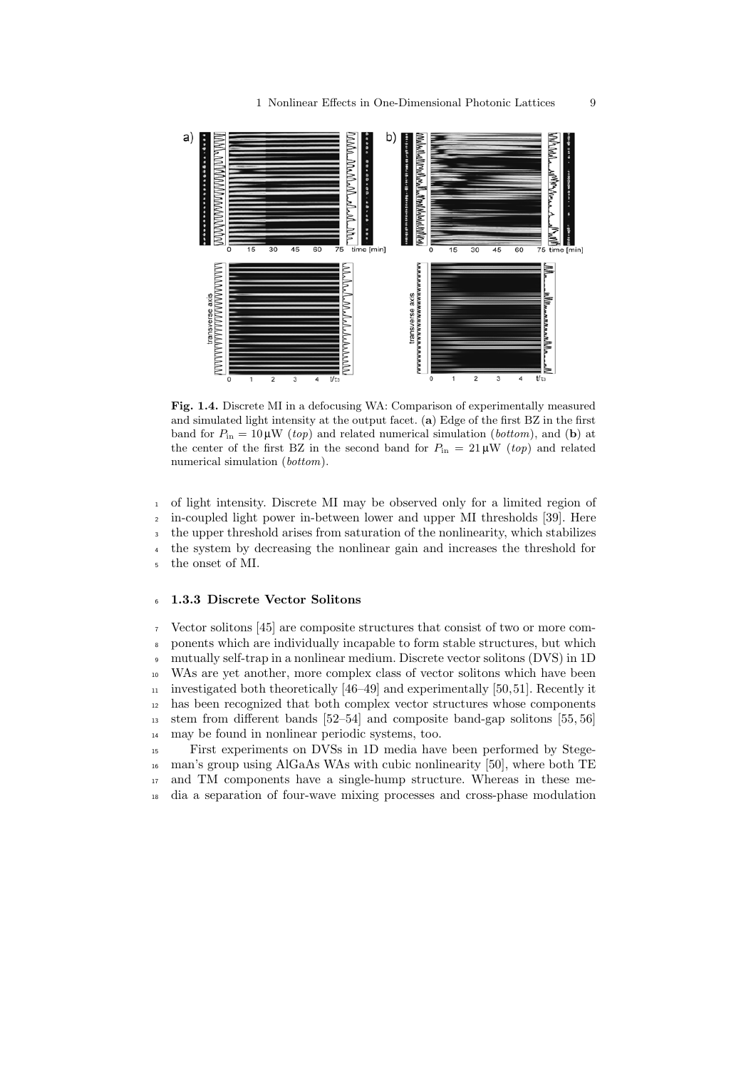**Fig. 1.4.** Discrete MI in a defocusing WA: Comparison of experimentally measured and simulated light intensity at the output facet. (**a**) Edge of the first BZ in the first band for $P_{\mathrm{in}} = 10\,\mu\mathrm{W}$ (*top*) and related numerical simulation (*bottom*), and (**b**) at the center of the first BZ in the second band for $P_{\mathrm{in}} = 21\,\mu\mathrm{W}$ (*top*) and related numerical simulation (*bottom*).

of light intensity. Discrete MI may be observed only for a limited region of in-coupled light power in-between lower and upper MI thresholds [39]. Here the upper threshold arises from saturation of the nonlinearity, which stabilizes the system by decreasing the nonlinear gain and increases the threshold for the onset of MI.

### 1.3.3 Discrete Vector Solitons

Vector solitons [45] are composite structures that consist of two or more components which are individually incapable to form stable structures, but which mutually self-trap in a nonlinear medium. Discrete vector solitons (DVS) in 1D WAs are yet another, more complex class of vector solitons which have been investigated both theoretically [46–49] and experimentally [50,51]. Recently it has been recognized that both complex vector structures whose components stem from different bands [52–54] and composite band-gap solitons [55,56] may be found in nonlinear periodic systems, too.

First experiments on DVSs in 1D media have been performed by Stegeman's group using AlGaAs WAs with cubic nonlinearity [50], where both TE and TM components have a single-hump structure. Whereas in these media a separation of four-wave mixing processes and cross-phase modulation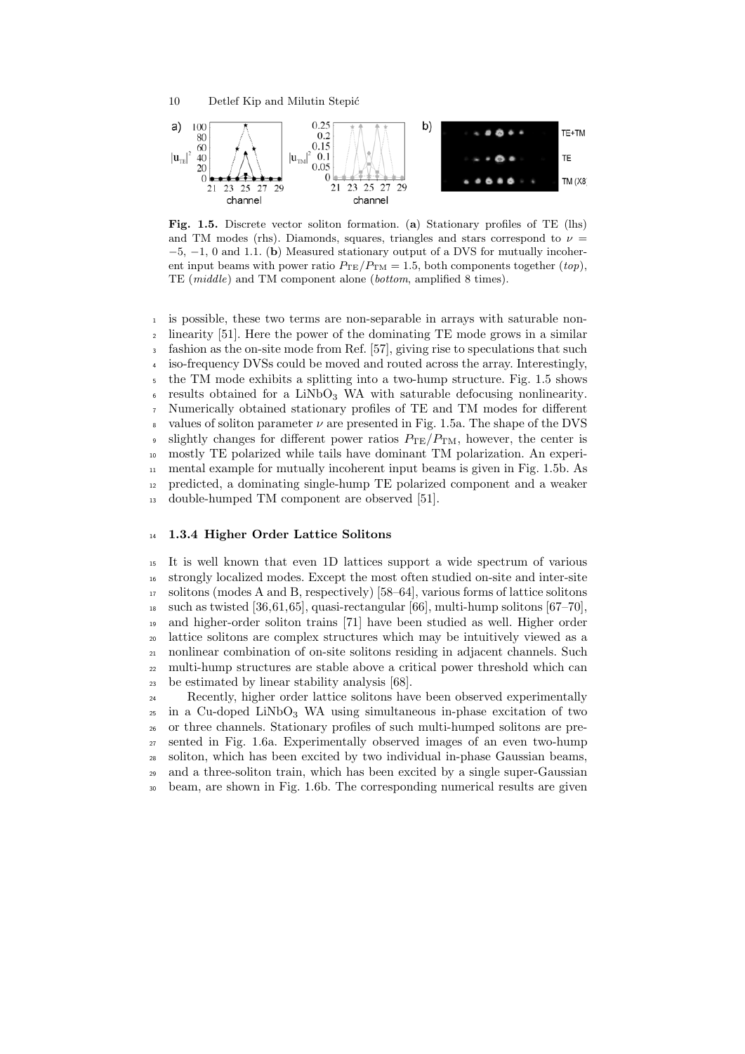**Fig. 1.5.** Discrete vector soliton formation. (**a**) Stationary profiles of TE (lhs) and TM modes (rhs). Diamonds, squares, triangles and stars correspond to $\nu = -5$, $-1$, 0 and 1.1. (**b**) Measured stationary output of a DVS for mutually incoherent input beams with power ratio $P_{\mathrm{TE}}/P_{\mathrm{TM}} = 1.5$, both components together (*top*), TE (*middle*) and TM component alone (*bottom*, amplified 8 times).

is possible, these two terms are non-separable in arrays with saturable nonlinearity [51]. Here the power of the dominating TE mode grows in a similar fashion as the on-site mode from Ref. [57], giving rise to speculations that such iso-frequency DVSs could be moved and routed across the array. Interestingly, the TM mode exhibits a splitting into a two-hump structure. Fig. 1.5 shows results obtained for a $LiNbO_3$ WA with saturable defocusing nonlinearity. Numerically obtained stationary profiles of TE and TM modes for different values of soliton parameter $\nu$ are presented in Fig. 1.5a. The shape of the DVS slightly changes for different power ratios $P_{\mathrm{TE}}/P_{\mathrm{TM}}$, however, the center is mostly TE polarized while tails have dominant TM polarization. An experimental example for mutually incoherent input beams is given in Fig. 1.5b. As predicted, a dominating single-hump TE polarized component and a weaker double-humped TM component are observed [51].

### 1.3.4 Higher Order Lattice Solitons

It is well known that even 1D lattices support a wide spectrum of various strongly localized modes. Except the most often studied on-site and inter-site solitons (modes A and B, respectively) [58–64], various forms of lattice solitons such as twisted [36,61,65], quasi-rectangular [66], multi-hump solitons [67–70], and higher-order soliton trains [71] have been studied as well. Higher order lattice solitons are complex structures which may be intuitively viewed as a nonlinear combination of on-site solitons residing in adjacent channels. Such multi-hump structures are stable above a critical power threshold which can be estimated by linear stability analysis [68].

Recently, higher order lattice solitons have been observed experimentally in a Cu-doped $LiNbO_3$ WA using simultaneous in-phase excitation of two or three channels. Stationary profiles of such multi-humped solitons are presented in Fig. 1.6a. Experimentally observed images of an even two-hump soliton, which has been excited by two individual in-phase Gaussian beams, and a three-soliton train, which has been excited by a single super-Gaussian beam, are shown in Fig. 1.6b. The corresponding numerical results are given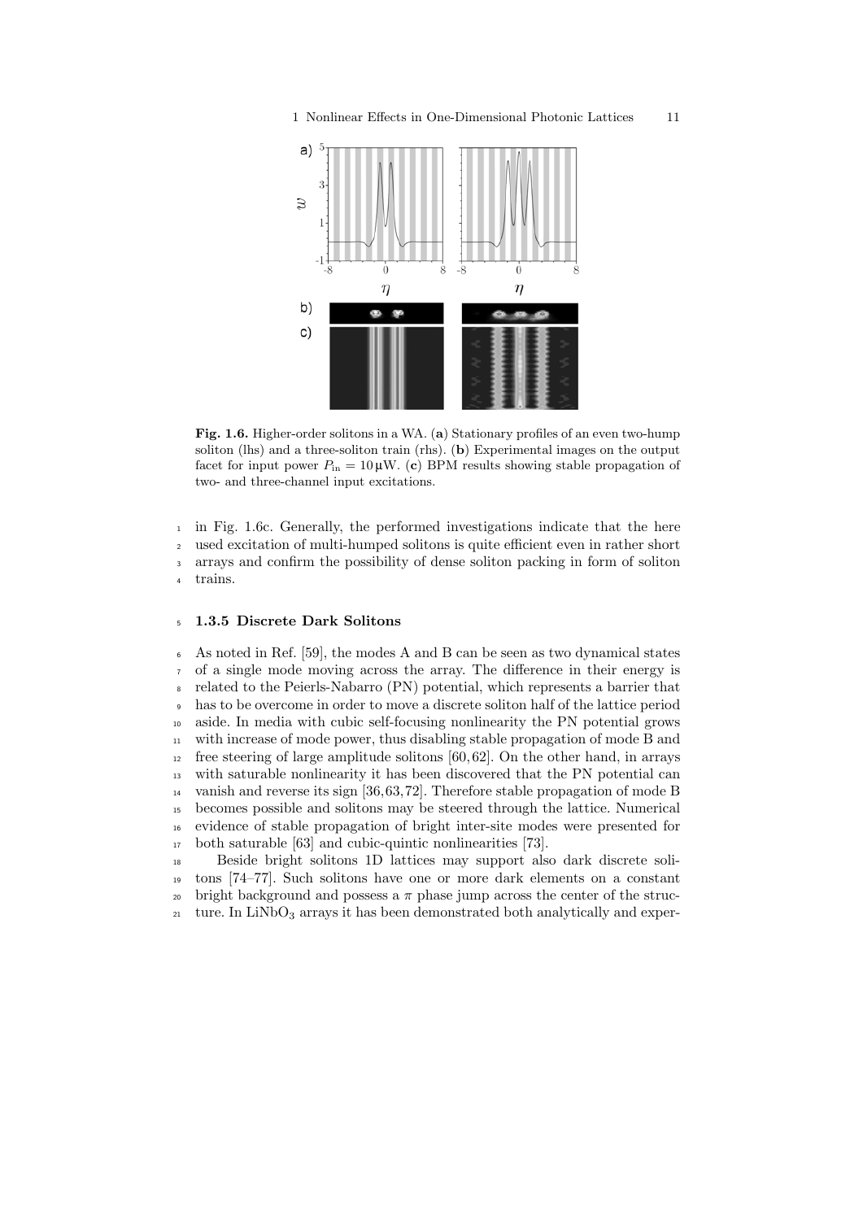**Fig. 1.6.** Higher-order solitons in a WA. (**a**) Stationary profiles of an even two-hump soliton (lhs) and a three-soliton train (rhs). (**b**) Experimental images on the output facet for input power $P_{\text{in}} = 10\,\mu\text{W}$. (**c**) BPM results showing stable propagation of two- and three-channel input excitations.

in Fig. 1.6c. Generally, the performed investigations indicate that the here used excitation of multi-humped solitons is quite efficient even in rather short arrays and confirm the possibility of dense soliton packing in form of soliton trains.

### 1.3.5 Discrete Dark Solitons

As noted in Ref. [59], the modes A and B can be seen as two dynamical states of a single mode moving across the array. The difference in their energy is related to the Peierls-Nabarro (PN) potential, which represents a barrier that has to be overcome in order to move a discrete soliton half of the lattice period aside. In media with cubic self-focusing nonlinearity the PN potential grows with increase of mode power, thus disabling stable propagation of mode B and free steering of large amplitude solitons [60,62]. On the other hand, in arrays with saturable nonlinearity it has been discovered that the PN potential can vanish and reverse its sign [36,63,72]. Therefore stable propagation of mode B becomes possible and solitons may be steered through the lattice. Numerical evidence of stable propagation of bright inter-site modes were presented for both saturable [63] and cubic-quintic nonlinearities [73].

Beside bright solitons 1D lattices may support also dark discrete solitons [74–77]. Such solitons have one or more dark elements on a constant bright background and possess a $\pi$ phase jump across the center of the structure. In $LiNbO_3$ arrays it has been demonstrated both analytically and exper-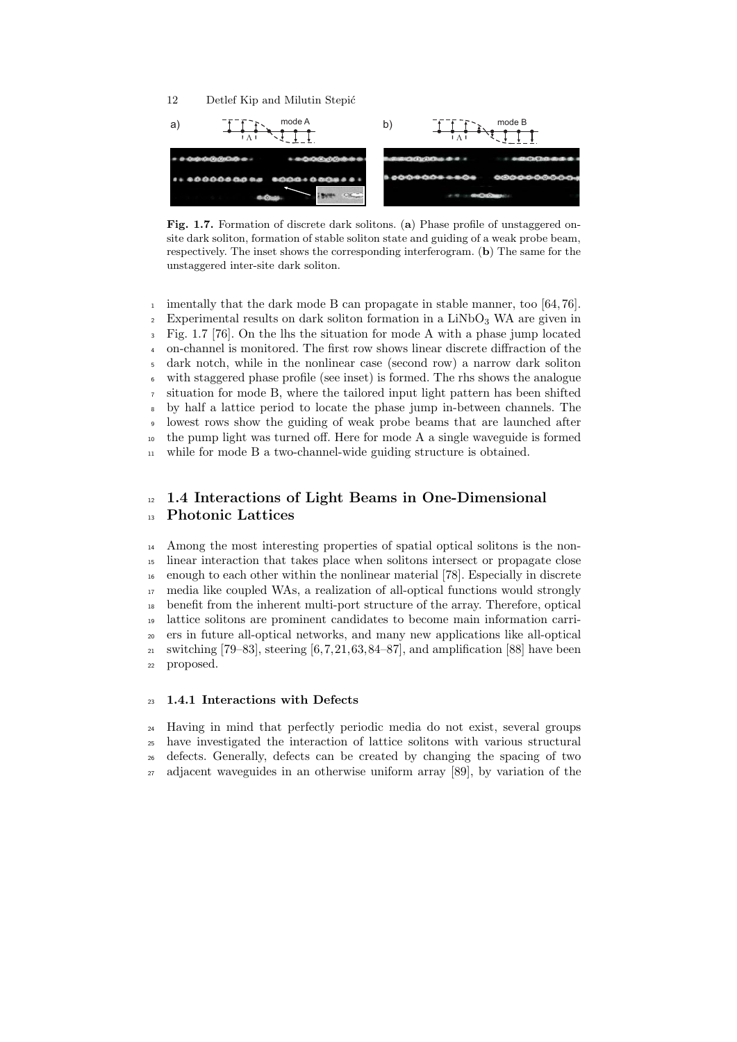**Fig. 1.7.** Formation of discrete dark solitons. (**a**) Phase profile of unstaggered on-site dark soliton, formation of stable soliton state and guiding of a weak probe beam, respectively. The inset shows the corresponding interferogram. (**b**) The same for the unstaggered inter-site dark soliton.

imentally that the dark mode B can propagate in stable manner, too [64, 76]. Experimental results on dark soliton formation in a $LiNbO_3$ WA are given in Fig. 1.7 [76]. On the lhs the situation for mode A with a phase jump located on-channel is monitored. The first row shows linear discrete diffraction of the dark notch, while in the nonlinear case (second row) a narrow dark soliton with staggered phase profile (see inset) is formed. The rhs shows the analogue situation for mode B, where the tailored input light pattern has been shifted by half a lattice period to locate the phase jump in-between channels. The lowest rows show the guiding of weak probe beams that are launched after the pump light was turned off. Here for mode A a single waveguide is formed while for mode B a two-channel-wide guiding structure is obtained.

## 1.4 Interactions of Light Beams in One-Dimensional Photonic Lattices

Among the most interesting properties of spatial optical solitons is the nonlinear interaction that takes place when solitons intersect or propagate close enough to each other within the nonlinear material [78]. Especially in discrete media like coupled WAs, a realization of all-optical functions would strongly benefit from the inherent multi-port structure of the array. Therefore, optical lattice solitons are prominent candidates to become main information carriers in future all-optical networks, and many new applications like all-optical switching [79–83], steering [6, 7, 21, 63, 84–87], and amplification [88] have been proposed.

### 1.4.1 Interactions with Defects

Having in mind that perfectly periodic media do not exist, several groups have investigated the interaction of lattice solitons with various structural defects. Generally, defects can be created by changing the spacing of two adjacent waveguides in an otherwise uniform array [89], by variation of the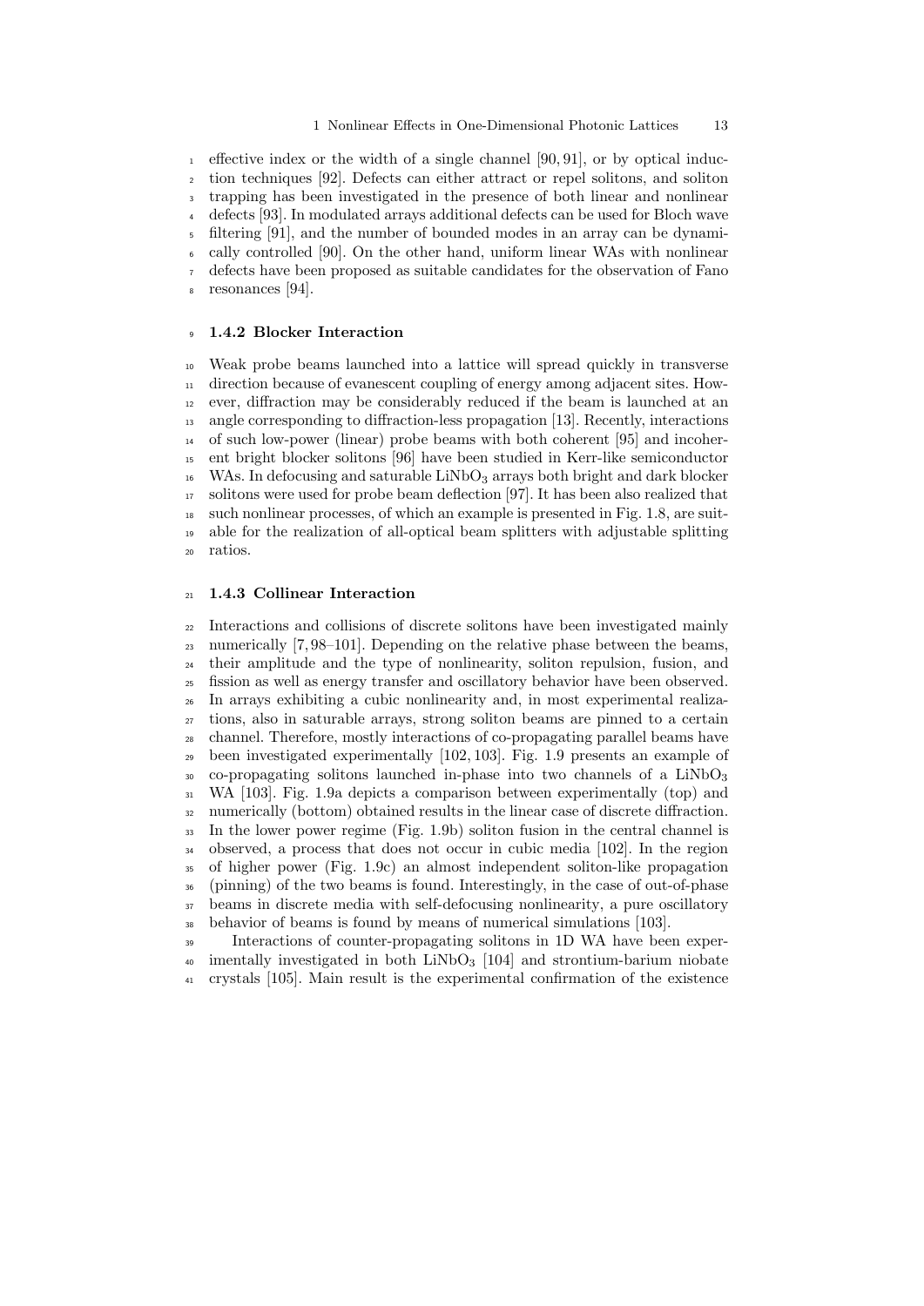effective index or the width of a single channel [90, 91], or by optical induction techniques [92]. Defects can either attract or repel solitons, and soliton trapping has been investigated in the presence of both linear and nonlinear defects [93]. In modulated arrays additional defects can be used for Bloch wave filtering [91], and the number of bounded modes in an array can be dynamically controlled [90]. On the other hand, uniform linear WAs with nonlinear defects have been proposed as suitable candidates for the observation of Fano resonances [94].

### 1.4.2 Blocker Interaction

Weak probe beams launched into a lattice will spread quickly in transverse direction because of evanescent coupling of energy among adjacent sites. However, diffraction may be considerably reduced if the beam is launched at an angle corresponding to diffraction-less propagation [13]. Recently, interactions of such low-power (linear) probe beams with both coherent [95] and incoherent bright blocker solitons [96] have been studied in Kerr-like semiconductor WAs. In defocusing and saturable $LiNbO_3$ arrays both bright and dark blocker solitons were used for probe beam deflection [97]. It has been also realized that such nonlinear processes, of which an example is presented in Fig. 1.8, are suitable for the realization of all-optical beam splitters with adjustable splitting ratios.

### 1.4.3 Collinear Interaction

Interactions and collisions of discrete solitons have been investigated mainly numerically [7, 98–101]. Depending on the relative phase between the beams, their amplitude and the type of nonlinearity, soliton repulsion, fusion, and fission as well as energy transfer and oscillatory behavior have been observed. In arrays exhibiting a cubic nonlinearity and, in most experimental realizations, also in saturable arrays, strong soliton beams are pinned to a certain channel. Therefore, mostly interactions of co-propagating parallel beams have been investigated experimentally [102, 103]. Fig. 1.9 presents an example of co-propagating solitons launched in-phase into two channels of a $LiNbO_3$ WA [103]. Fig. 1.9a depicts a comparison between experimentally (top) and numerically (bottom) obtained results in the linear case of discrete diffraction. In the lower power regime (Fig. 1.9b) soliton fusion in the central channel is observed, a process that does not occur in cubic media [102]. In the region of higher power (Fig. 1.9c) an almost independent soliton-like propagation (pinning) of the two beams is found. Interestingly, in the case of out-of-phase beams in discrete media with self-defocusing nonlinearity, a pure oscillatory behavior of beams is found by means of numerical simulations [103].

Interactions of counter-propagating solitons in 1D WA have been experimentally investigated in both $LiNbO_3$ [104] and strontium-barium niobate crystals [105]. Main result is the experimental confirmation of the existence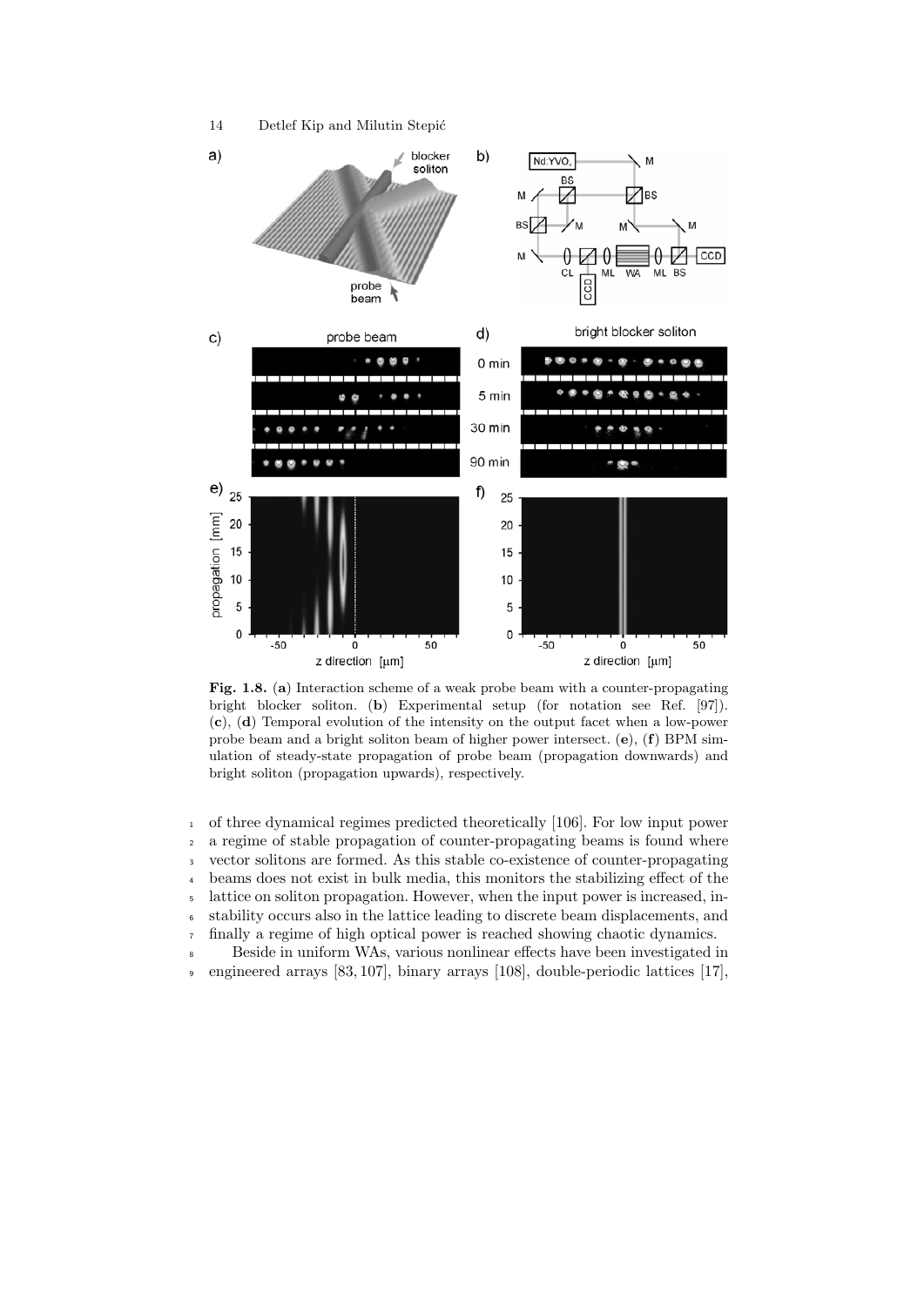**Fig. 1.8.** (**a**) Interaction scheme of a weak probe beam with a counter-propagating bright blocker soliton. (**b**) Experimental setup (for notation see Ref. [97]). (**c**), (**d**) Temporal evolution of the intensity on the output facet when a low-power probe beam and a bright soliton beam of higher power intersect. (**e**), (**f**) BPM simulation of steady-state propagation of probe beam (propagation downwards) and bright soliton (propagation upwards), respectively.

of three dynamical regimes predicted theoretically [106]. For low input power a regime of stable propagation of counter-propagating beams is found where vector solitons are formed. As this stable co-existence of counter-propagating beams does not exist in bulk media, this monitors the stabilizing effect of the lattice on soliton propagation. However, when the input power is increased, instability occurs also in the lattice leading to discrete beam displacements, and finally a regime of high optical power is reached showing chaotic dynamics.

Beside in uniform WAs, various nonlinear effects have been investigated in engineered arrays [83, 107], binary arrays [108], double-periodic lattices [17],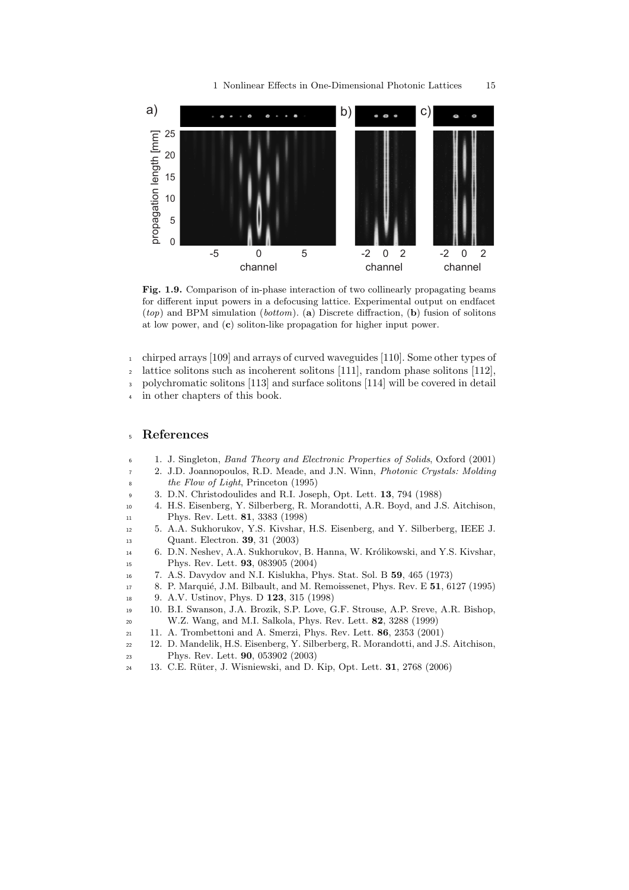**Fig. 1.9.** Comparison of in-phase interaction of two collinearly propagating beams for different input powers in a defocusing lattice. Experimental output on endfacet (*top*) and BPM simulation (*bottom*). (**a**) Discrete diffraction, (**b**) fusion of solitons at low power, and (**c**) soliton-like propagation for higher input power.

chirped arrays [109] and arrays of curved waveguides [110]. Some other types of lattice solitons such as incoherent solitons [111], random phase solitons [112], polychromatic solitons [113] and surface solitons [114] will be covered in detail in other chapters of this book.

## References

1. J. Singleton, *Band Theory and Electronic Properties of Solids*, Oxford (2001)
2. J.D. Joannopoulos, R.D. Meade, and J.N. Winn, *Photonic Crystals: Molding the Flow of Light*, Princeton (1995)
3. D.N. Christodoulides and R.I. Joseph, Opt. Lett. **13**, 794 (1988)
4. H.S. Eisenberg, Y. Silberberg, R. Morandotti, A.R. Boyd, and J.S. Aitchison, Phys. Rev. Lett. **81**, 3383 (1998)
5. A.A. Sukhorukov, Y.S. Kivshar, H.S. Eisenberg, and Y. Silberberg, IEEE J. Quant. Electron. **39**, 31 (2003)
6. D.N. Neshev, A.A. Sukhorukov, B. Hanna, W. Królikowski, and Y.S. Kivshar, Phys. Rev. Lett. **93**, 083905 (2004)
7. A.S. Davydov and N.I. Kislukha, Phys. Stat. Sol. B **59**, 465 (1973)
8. P. Marquié, J.M. Bilbault, and M. Remoissenet, Phys. Rev. E **51**, 6127 (1995)
9. A.V. Ustinov, Phys. D **123**, 315 (1998)
10. B.I. Swanson, J.A. Brozik, S.P. Love, G.F. Strouse, A.P. Sreve, A.R. Bishop, W.Z. Wang, and M.I. Salkola, Phys. Rev. Lett. **82**, 3288 (1999)
11. A. Trombettoni and A. Smerzi, Phys. Rev. Lett. **86**, 2353 (2001)
12. D. Mandelik, H.S. Eisenberg, Y. Silberberg, R. Morandotti, and J.S. Aitchison, Phys. Rev. Lett. **90**, 053902 (2003)
13. C.E. Rüter, J. Wisniewski, and D. Kip, Opt. Lett. **31**, 2768 (2006)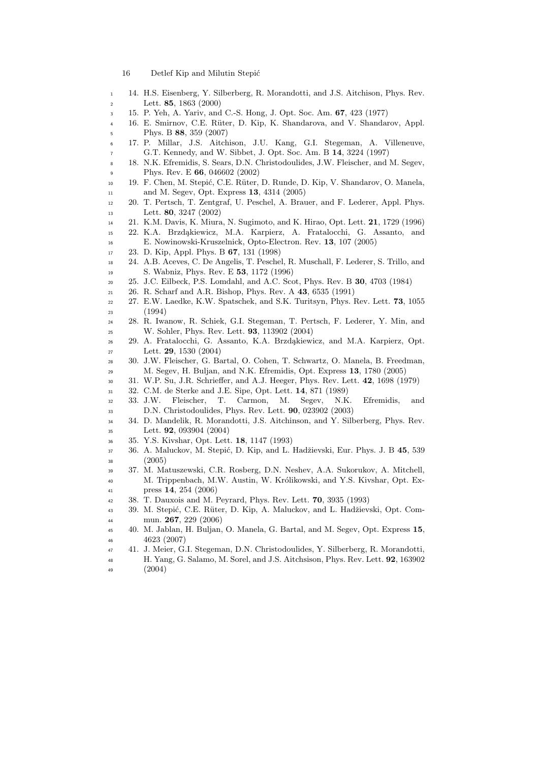14. H.S. Eisenberg, Y. Silberberg, R. Morandotti, and J.S. Aitchison, Phys. Rev. Lett. **85**, 1863 (2000)
15. P. Yeh, A. Yariv, and C.-S. Hong, J. Opt. Soc. Am. **67**, 423 (1977)
16. E. Smirnov, C.E. Rüter, D. Kip, K. Shandarova, and V. Shandarov, Appl. Phys. B **88**, 359 (2007)
17. P. Millar, J.S. Aitchison, J.U. Kang, G.I. Stegeman, A. Villeneuve, G.T. Kennedy, and W. Sibbet, J. Opt. Soc. Am. B **14**, 3224 (1997)
18. N.K. Efremidis, S. Sears, D.N. Christodoulides, J.W. Fleischer, and M. Segev, Phys. Rev. E **66**, 046602 (2002)
19. F. Chen, M. Stepić, C.E. Rüter, D. Runde, D. Kip, V. Shandarov, O. Manela, and M. Segev, Opt. Express **13**, 4314 (2005)
20. T. Pertsch, T. Zentgraf, U. Peschel, A. Brauer, and F. Lederer, Appl. Phys. Lett. **80**, 3247 (2002)
21. K.M. Davis, K. Miura, N. Sugimoto, and K. Hirao, Opt. Lett. **21**, 1729 (1996)
22. K.A. Brzdąkiewicz, M.A. Karpierz, A. Fratalocchi, G. Assanto, and E. Nowinowski-Kruszelnick, Opto-Electron. Rev. **13**, 107 (2005)
23. D. Kip, Appl. Phys. B **67**, 131 (1998)
24. A.B. Aceves, C. De Angelis, T. Peschel, R. Muschall, F. Lederer, S. Trillo, and S. Wabnitz, Phys. Rev. E **53**, 1172 (1996)
25. J.C. Eilbeck, P.S. Lomdahl, and A.C. Scot, Phys. Rev. B **30**, 4703 (1984)
26. R. Scharf and A.R. Bishop, Phys. Rev. A **43**, 6535 (1991)
27. E.W. Laedke, K.W. Spatschek, and S.K. Turitsyn, Phys. Rev. Lett. **73**, 1055 (1994)
28. R. Iwanow, R. Schiek, G.I. Stegeman, T. Pertsch, F. Lederer, Y. Min, and W. Sohler, Phys. Rev. Lett. **93**, 113902 (2004)
29. A. Fratalocchi, G. Assanto, K.A. Brzdąkiewicz, and M.A. Karpierz, Opt. Lett. **29**, 1530 (2004)
30. J.W. Fleischer, G. Bartal, O. Cohen, T. Schwartz, O. Manela, B. Freedman, M. Segev, H. Buljan, and N.K. Efremidis, Opt. Express **13**, 1780 (2005)
31. W.P. Su, J.R. Schrieffer, and A.J. Heeger, Phys. Rev. Lett. **42**, 1698 (1979)
32. C.M. de Sterke and J.E. Sipe, Opt. Lett. **14**, 871 (1989)
33. J.W. Fleischer, T. Carmon, M. Segev, N.K. Efremidis, and D.N. Christodoulides, Phys. Rev. Lett. **90**, 023902 (2003)
34. D. Mandelik, R. Morandotti, J.S. Aitchinson, and Y. Silberberg, Phys. Rev. Lett. **92**, 093904 (2004)
35. Y.S. Kivshar, Opt. Lett. **18**, 1147 (1993)
36. A. Maluckov, M. Stepić, D. Kip, and L. Hadžievski, Eur. Phys. J. B **45**, 539 (2005)
37. M. Matuszewski, C.R. Rosberg, D.N. Neshev, A.A. Sukorukov, A. Mitchell, M. Trippenbach, M.W. Austin, W. Królikowski, and Y.S. Kivshar, Opt. Express **14**, 254 (2006)
38. T. Dauxois and M. Peyrard, Phys. Rev. Lett. **70**, 3935 (1993)
39. M. Stepić, C.E. Rüter, D. Kip, A. Maluckov, and L. Hadžievski, Opt. Commun. **267**, 229 (2006)
40. M. Jablan, H. Buljan, O. Manela, G. Bartal, and M. Segev, Opt. Express **15**, 4623 (2007)
41. J. Meier, G.I. Stegeman, D.N. Christodoulides, Y. Silberberg, R. Morandotti, H. Yang, G. Salamo, M. Sorel, and J.S. Aitchsison, Phys. Rev. Lett. **92**, 163902 (2004)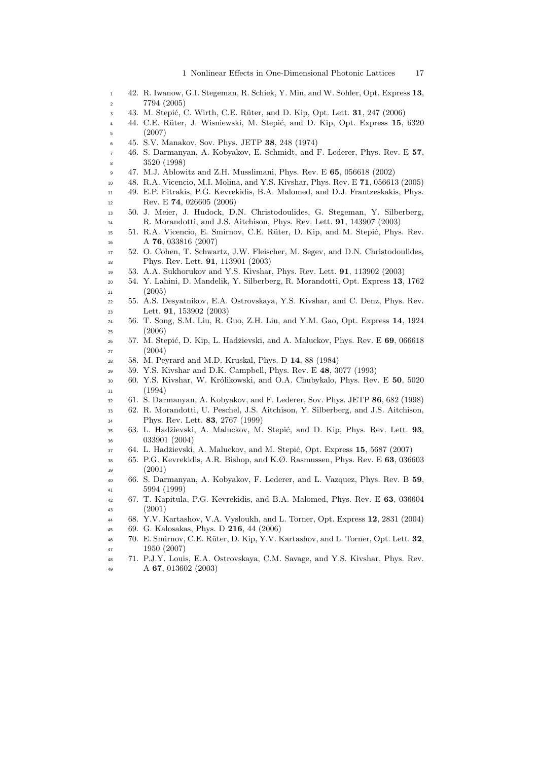42. R. Iwanow, G.I. Stegeman, R. Schiek, Y. Min, and W. Sohler, Opt. Express **13**, 7794 (2005)
43. M. Stepić, C. Wirth, C.E. Rüter, and D. Kip, Opt. Lett. **31**, 247 (2006)
44. C.E. Rüter, J. Wisniewski, M. Stepić, and D. Kip, Opt. Express **15**, 6320 (2007)
45. S.V. Manakov, Sov. Phys. JETP **38**, 248 (1974)
46. S. Darmanyan, A. Kobyakov, E. Schmidt, and F. Lederer, Phys. Rev. E **57**, 3520 (1998)
47. M.J. Ablowitz and Z.H. Musslimani, Phys. Rev. E **65**, 056618 (2002)
48. R.A. Vicencio, M.I. Molina, and Y.S. Kivshar, Phys. Rev. E **71**, 056613 (2005)
49. E.P. Fitrakis, P.G. Kevrekidis, B.A. Malomed, and D.J. Frantzeskakis, Phys. Rev. E **74**, 026605 (2006)
50. J. Meier, J. Hudock, D.N. Christodoulides, G. Stegeman, Y. Silberberg, R. Morandotti, and J.S. Aitchison, Phys. Rev. Lett. **91**, 143907 (2003)
51. R.A. Vicencio, E. Smirnov, C.E. Rüter, D. Kip, and M. Stepić, Phys. Rev. A **76**, 033816 (2007)
52. O. Cohen, T. Schwartz, J.W. Fleischer, M. Segev, and D.N. Christodoulides, Phys. Rev. Lett. **91**, 113901 (2003)
53. A.A. Sukhorukov and Y.S. Kivshar, Phys. Rev. Lett. **91**, 113902 (2003)
54. Y. Lahini, D. Mandelik, Y. Silberberg, R. Morandotti, Opt. Express **13**, 1762 (2005)
55. A.S. Desyatnikov, E.A. Ostrovskaya, Y.S. Kivshar, and C. Denz, Phys. Rev. Lett. **91**, 153902 (2003)
56. T. Song, S.M. Liu, R. Guo, Z.H. Liu, and Y.M. Gao, Opt. Express **14**, 1924 (2006)
57. M. Stepić, D. Kip, L. Hadžievski, and A. Maluckov, Phys. Rev. E **69**, 066618 (2004)
58. M. Peyrard and M.D. Kruskal, Phys. D **14**, 88 (1984)
59. Y.S. Kivshar and D.K. Campbell, Phys. Rev. E **48**, 3077 (1993)
60. Y.S. Kivshar, W. Królikowski, and O.A. Chubykalo, Phys. Rev. E **50**, 5020 (1994)
61. S. Darmanyan, A. Kobyakov, and F. Lederer, Sov. Phys. JETP **86**, 682 (1998)
62. R. Morandotti, U. Peschel, J.S. Aitchison, Y. Silberberg, and J.S. Aitchison, Phys. Rev. Lett. **83**, 2767 (1999)
63. L. Hadžievski, A. Maluckov, M. Stepić, and D. Kip, Phys. Rev. Lett. **93**, 033901 (2004)
64. L. Hadžievski, A. Maluckov, and M. Stepić, Opt. Express **15**, 5687 (2007)
65. P.G. Kevrekidis, A.R. Bishop, and K.Ø. Rasmussen, Phys. Rev. E **63**, 036603 (2001)
66. S. Darmanyan, A. Kobyakov, F. Lederer, and L. Vazquez, Phys. Rev. B **59**, 5994 (1999)
67. T. Kapitula, P.G. Kevrekidis, and B.A. Malomed, Phys. Rev. E **63**, 036604 (2001)
68. Y.V. Kartashov, V.A. Vysloukh, and L. Torner, Opt. Express **12**, 2831 (2004)
69. G. Kalosakas, Phys. D **216**, 44 (2006)
70. E. Smirnov, C.E. Rüter, D. Kip, Y.V. Kartashov, and L. Torner, Opt. Lett. **32**, 1950 (2007)
71. P.J.Y. Louis, E.A. Ostrovskaya, C.M. Savage, and Y.S. Kivshar, Phys. Rev. A **67**, 013602 (2003)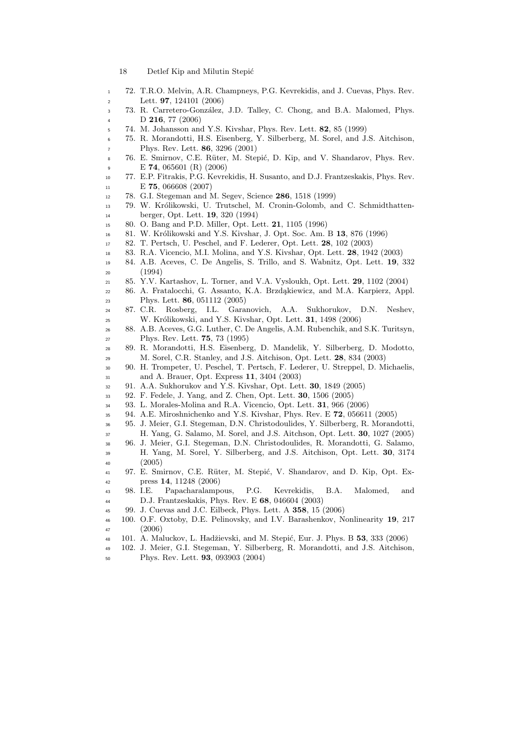72. T.R.O. Melvin, A.R. Champneys, P.G. Kevrekidis, and J. Cuevas, Phys. Rev. Lett. **97**, 124101 (2006)
73. R. Carretero-González, J.D. Talley, C. Chong, and B.A. Malomed, Phys. D **216**, 77 (2006)
74. M. Johansson and Y.S. Kivshar, Phys. Rev. Lett. **82**, 85 (1999)
75. R. Morandotti, H.S. Eisenberg, Y. Silberberg, M. Sorel, and J.S. Aitchison, Phys. Rev. Lett. **86**, 3296 (2001)
76. E. Smirnov, C.E. Rüter, M. Stepić, D. Kip, and V. Shandarov, Phys. Rev. E **74**, 065601 (R) (2006)
77. E.P. Fitrakis, P.G. Kevrekidis, H. Susanto, and D.J. Frantzeskakis, Phys. Rev. E **75**, 066608 (2007)
78. G.I. Stegeman and M. Segev, Science **286**, 1518 (1999)
79. W. Królikowski, U. Trutschel, M. Cronin-Golomb, and C. Schmidthattenberger, Opt. Lett. **19**, 320 (1994)
80. O. Bang and P.D. Miller, Opt. Lett. **21**, 1105 (1996)
81. W. Królikowski and Y.S. Kivshar, J. Opt. Soc. Am. B **13**, 876 (1996)
82. T. Pertsch, U. Peschel, and F. Lederer, Opt. Lett. **28**, 102 (2003)
83. R.A. Vicencio, M.I. Molina, and Y.S. Kivshar, Opt. Lett. **28**, 1942 (2003)
84. A.B. Aceves, C. De Angelis, S. Trillo, and S. Wabnitz, Opt. Lett. **19**, 332 (1994)
85. Y.V. Kartashov, L. Torner, and V.A. Vysloukh, Opt. Lett. **29**, 1102 (2004)
86. A. Fratalocchi, G. Assanto, K.A. Brzdąkiewicz, and M.A. Karpierz, Appl. Phys. Lett. **86**, 051112 (2005)
87. C.R. Rosberg, I.L. Garanovich, A.A. Sukhorukov, D.N. Neshev, W. Królikowski, and Y.S. Kivshar, Opt. Lett. **31**, 1498 (2006)
88. A.B. Aceves, G.G. Luther, C. De Angelis, A.M. Rubenchik, and S.K. Turitsyn, Phys. Rev. Lett. **75**, 73 (1995)
89. R. Morandotti, H.S. Eisenberg, D. Mandelik, Y. Silberberg, D. Modotto, M. Sorel, C.R. Stanley, and J.S. Aitchison, Opt. Lett. **28**, 834 (2003)
90. H. Trompeter, U. Peschel, T. Pertsch, F. Lederer, U. Streppel, D. Michaelis, and A. Brauer, Opt. Express **11**, 3404 (2003)
91. A.A. Sukhorukov and Y.S. Kivshar, Opt. Lett. **30**, 1849 (2005)
92. F. Fedele, J. Yang, and Z. Chen, Opt. Lett. **30**, 1506 (2005)
93. L. Morales-Molina and R.A. Vicencio, Opt. Lett. **31**, 966 (2006)
94. A.E. Miroshnichenko and Y.S. Kivshar, Phys. Rev. E **72**, 056611 (2005)
95. J. Meier, G.I. Stegeman, D.N. Christodoulides, Y. Silberberg, R. Morandotti, H. Yang, G. Salamo, M. Sorel, and J.S. Aitchson, Opt. Lett. **30**, 1027 (2005)
96. J. Meier, G.I. Stegeman, D.N. Christodoulides, R. Morandotti, G. Salamo, H. Yang, M. Sorel, Y. Silberberg, and J.S. Aitchison, Opt. Lett. **30**, 3174 (2005)
97. E. Smirnov, C.E. Rüter, M. Stepić, V. Shandarov, and D. Kip, Opt. Express **14**, 11248 (2006)
98. I.E. Papacharalampous, P.G. Kevrekidis, B.A. Malomed, and D.J. Frantzeskakis, Phys. Rev. E **68**, 046604 (2003)
99. J. Cuevas and J.C. Eilbeck, Phys. Lett. A **358**, 15 (2006)
100. O.F. Oxtoby, D.E. Pelinovsky, and I.V. Barashenkov, Nonlinearity **19**, 217 (2006)
101. A. Maluckov, L. Hadžievski, and M. Stepić, Eur. J. Phys. B **53**, 333 (2006)
102. J. Meier, G.I. Stegeman, Y. Silberberg, R. Morandotti, and J.S. Aitchison, Phys. Rev. Lett. **93**, 093903 (2004)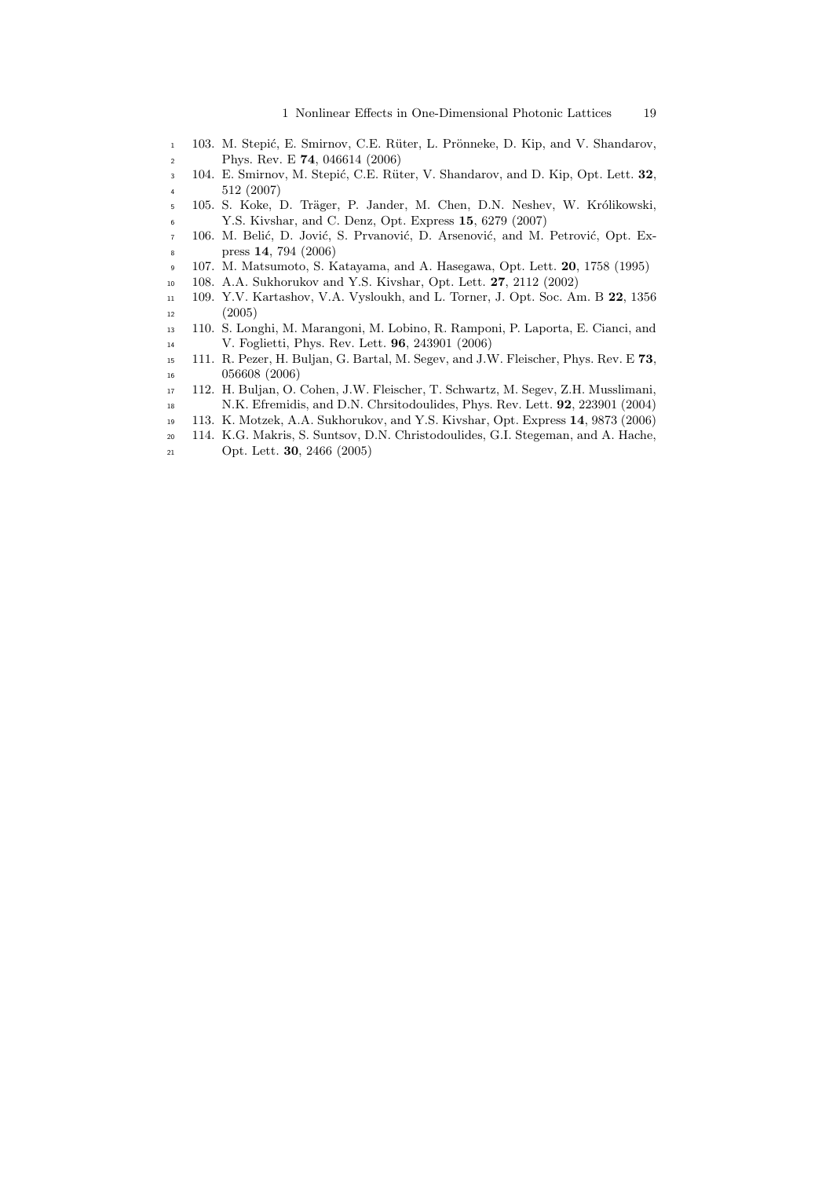103. M. Stepić, E. Smirnov, C.E. Rüter, L. Prönneke, D. Kip, and V. Shandarov, Phys. Rev. E **74**, 046614 (2006)
104. E. Smirnov, M. Stepić, C.E. Rüter, V. Shandarov, and D. Kip, Opt. Lett. **32**, 512 (2007)
105. S. Koke, D. Träger, P. Jander, M. Chen, D.N. Neshev, W. Królikowski, Y.S. Kivshar, and C. Denz, Opt. Express **15**, 6279 (2007)
106. M. Belić, D. Jović, S. Prvanović, D. Arsenović, and M. Petrović, Opt. Express **14**, 794 (2006)
107. M. Matsumoto, S. Katayama, and A. Hasegawa, Opt. Lett. **20**, 1758 (1995)
108. A.A. Sukhorukov and Y.S. Kivshar, Opt. Lett. **27**, 2112 (2002)
109. Y.V. Kartashov, V.A. Vysloukh, and L. Torner, J. Opt. Soc. Am. B **22**, 1356 (2005)
110. S. Longhi, M. Marangoni, M. Lobino, R. Ramponi, P. Laporta, E. Cianci, and V. Foglietti, Phys. Rev. Lett. **96**, 243901 (2006)
111. R. Pezer, H. Buljan, G. Bartal, M. Segev, and J.W. Fleischer, Phys. Rev. E **73**, 056608 (2006)
112. H. Buljan, O. Cohen, J.W. Fleischer, T. Schwartz, M. Segev, Z.H. Musslimani, N.K. Efremidis, and D.N. Chrsitodoulides, Phys. Rev. Lett. **92**, 223901 (2004)
113. K. Motzek, A.A. Sukhorukov, and Y.S. Kivshar, Opt. Express **14**, 9873 (2006)
114. K.G. Makris, S. Suntsov, D.N. Christodoulides, G.I. Stegeman, and A. Hache, Opt. Lett. **30**, 2466 (2005)